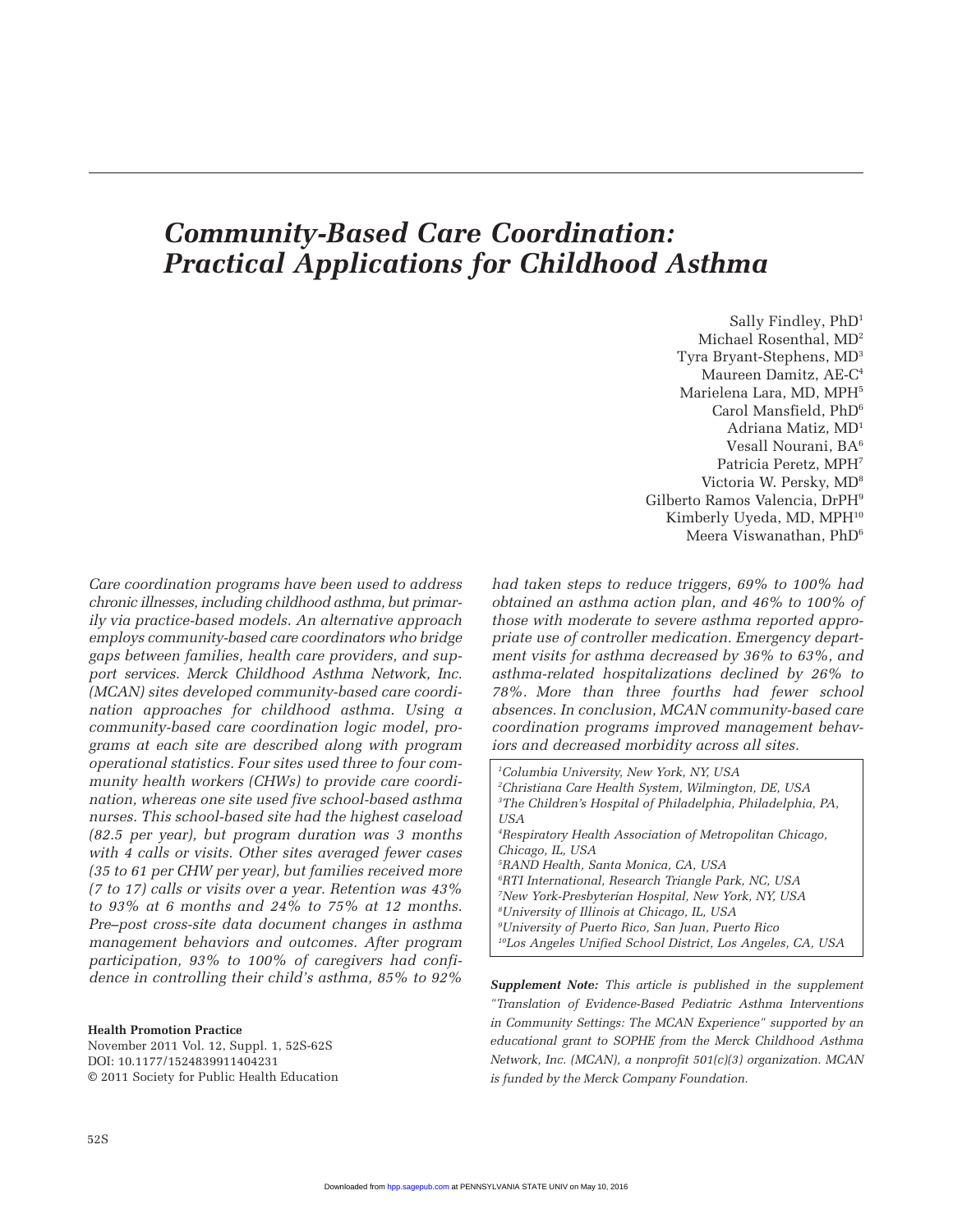# Community-Based Care Coordination: Practical Applications for Childhood Asthma

Sally Findley, PhD[1]
Michael Rosenthal, MD[2]
Tyra Bryant-Stephens, MD[3]
Maureen Damitz, AE-C[4]
Marielena Lara, MD, MPH[5]
Carol Mansfield, PhD[6]
Adriana Matiz, MD[1]
Vesall Nourani, BA[6]
Patricia Peretz, MPH[7]
Victoria W. Persky, MD[8]
Gilberto Ramos Valencia, DrPH[9]
Kimberly Uyeda, MD, MPH[10]
Meera Viswanathan, PhD[6]

*Care coordination programs have been used to address chronic illnesses, including childhood asthma, but primarily via practice-based models. An alternative approach employs community-based care coordinators who bridge gaps between families, health care providers, and support services. Merck Childhood Asthma Network, Inc. (MCAN) sites developed community-based care coordination approaches for childhood asthma. Using a community-based care coordination logic model, programs at each site are described along with program operational statistics. Four sites used three to four community health workers (CHWs) to provide care coordination, whereas one site used five school-based asthma nurses. This school-based site had the highest caseload (82.5 per year), but program duration was 3 months with 4 calls or visits. Other sites averaged fewer cases (35 to 61 per CHW per year), but families received more (7 to 17) calls or visits over a year. Retention was 43% to 93% at 6 months and 24% to 75% at 12 months. Pre–post cross-site data document changes in asthma management behaviors and outcomes. After program participation, 93% to 100% of caregivers had confidence in controlling their child's asthma, 85% to 92% had taken steps to reduce triggers, 69% to 100% had obtained an asthma action plan, and 46% to 100% of those with moderate to severe asthma reported appropriate use of controller medication. Emergency department visits for asthma decreased by 36% to 63%, and asthma-related hospitalizations declined by 26% to 78%. More than three fourths had fewer school absences. In conclusion, MCAN community-based care coordination programs improved management behaviors and decreased morbidity across all sites.*

*[1]Columbia University, New York, NY, USA*
*[2]Christiana Care Health System, Wilmington, DE, USA*
*[3]The Children's Hospital of Philadelphia, Philadelphia, PA, USA*
*[4]Respiratory Health Association of Metropolitan Chicago, Chicago, IL, USA*
*[5]RAND Health, Santa Monica, CA, USA*
*[6]RTI International, Research Triangle Park, NC, USA*
*[7]New York-Presbyterian Hospital, New York, NY, USA*
*[8]University of Illinois at Chicago, IL, USA*
*[9]University of Puerto Rico, San Juan, Puerto Rico*
*[10]Los Angeles Unified School District, Los Angeles, CA, USA*

***Supplement Note:*** *This article is published in the supplement "Translation of Evidence-Based Pediatric Asthma Interventions in Community Settings: The MCAN Experience" supported by an educational grant to SOPHE from the Merck Childhood Asthma Network, Inc. (MCAN), a nonprofit 501(c)(3) organization. MCAN is funded by the Merck Company Foundation.*

**Health Promotion Practice**
November 2011 Vol. 12, Suppl. 1, 52S-62S
DOI: 10.1177/1524839911404231
© 2011 Society for Public Health Education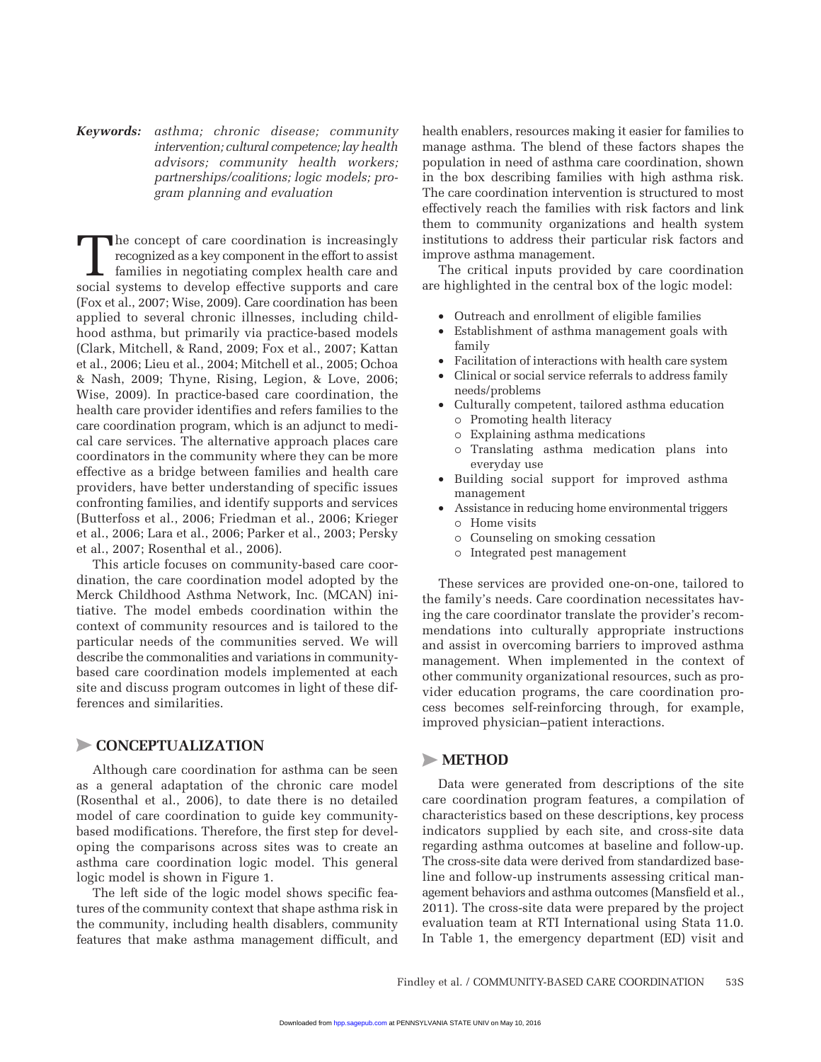***Keywords:*** *asthma; chronic disease; community intervention; cultural competence; lay health advisors; community health workers; partnerships/coalitions; logic models; program planning and evaluation*

The concept of care coordination is increasingly recognized as a key component in the effort to assist families in negotiating complex health care and social systems to develop effective supports and care (Fox et al., 2007; Wise, 2009). Care coordination has been applied to several chronic illnesses, including childhood asthma, but primarily via practice-based models (Clark, Mitchell, & Rand, 2009; Fox et al., 2007; Kattan et al., 2006; Lieu et al., 2004; Mitchell et al., 2005; Ochoa & Nash, 2009; Thyne, Rising, Legion, & Love, 2006; Wise, 2009). In practice-based care coordination, the health care provider identifies and refers families to the care coordination program, which is an adjunct to medical care services. The alternative approach places care coordinators in the community where they can be more effective as a bridge between families and health care providers, have better understanding of specific issues confronting families, and identify supports and services (Butterfoss et al., 2006; Friedman et al., 2006; Krieger et al., 2006; Lara et al., 2006; Parker et al., 2003; Persky et al., 2007; Rosenthal et al., 2006).

This article focuses on community-based care coordination, the care coordination model adopted by the Merck Childhood Asthma Network, Inc. (MCAN) initiative. The model embeds coordination within the context of community resources and is tailored to the particular needs of the communities served. We will describe the commonalities and variations in community-based care coordination models implemented at each site and discuss program outcomes in light of these differences and similarities.

## CONCEPTUALIZATION

Although care coordination for asthma can be seen as a general adaptation of the chronic care model (Rosenthal et al., 2006), to date there is no detailed model of care coordination to guide key community-based modifications. Therefore, the first step for developing the comparisons across sites was to create an asthma care coordination logic model. This general logic model is shown in Figure 1.

The left side of the logic model shows specific features of the community context that shape asthma risk in the community, including health disablers, community features that make asthma management difficult, and health enablers, resources making it easier for families to manage asthma. The blend of these factors shapes the population in need of asthma care coordination, shown in the box describing families with high asthma risk. The care coordination intervention is structured to most effectively reach the families with risk factors and link them to community organizations and health system institutions to address their particular risk factors and improve asthma management.

The critical inputs provided by care coordination are highlighted in the central box of the logic model:

- Outreach and enrollment of eligible families
- Establishment of asthma management goals with family
- Facilitation of interactions with health care system
- Clinical or social service referrals to address family needs/problems
- Culturally competent, tailored asthma education
  - Promoting health literacy
  - Explaining asthma medications
  - Translating asthma medication plans into everyday use
- Building social support for improved asthma management
- Assistance in reducing home environmental triggers
  - Home visits
  - Counseling on smoking cessation
  - Integrated pest management

These services are provided one-on-one, tailored to the family's needs. Care coordination necessitates having the care coordinator translate the provider's recommendations into culturally appropriate instructions and assist in overcoming barriers to improved asthma management. When implemented in the context of other community organizational resources, such as provider education programs, the care coordination process becomes self-reinforcing through, for example, improved physician–patient interactions.

## METHOD

Data were generated from descriptions of the site care coordination program features, a compilation of characteristics based on these descriptions, key process indicators supplied by each site, and cross-site data regarding asthma outcomes at baseline and follow-up. The cross-site data were derived from standardized baseline and follow-up instruments assessing critical management behaviors and asthma outcomes (Mansfield et al., 2011). The cross-site data were prepared by the project evaluation team at RTI International using Stata 11.0. In Table 1, the emergency department (ED) visit and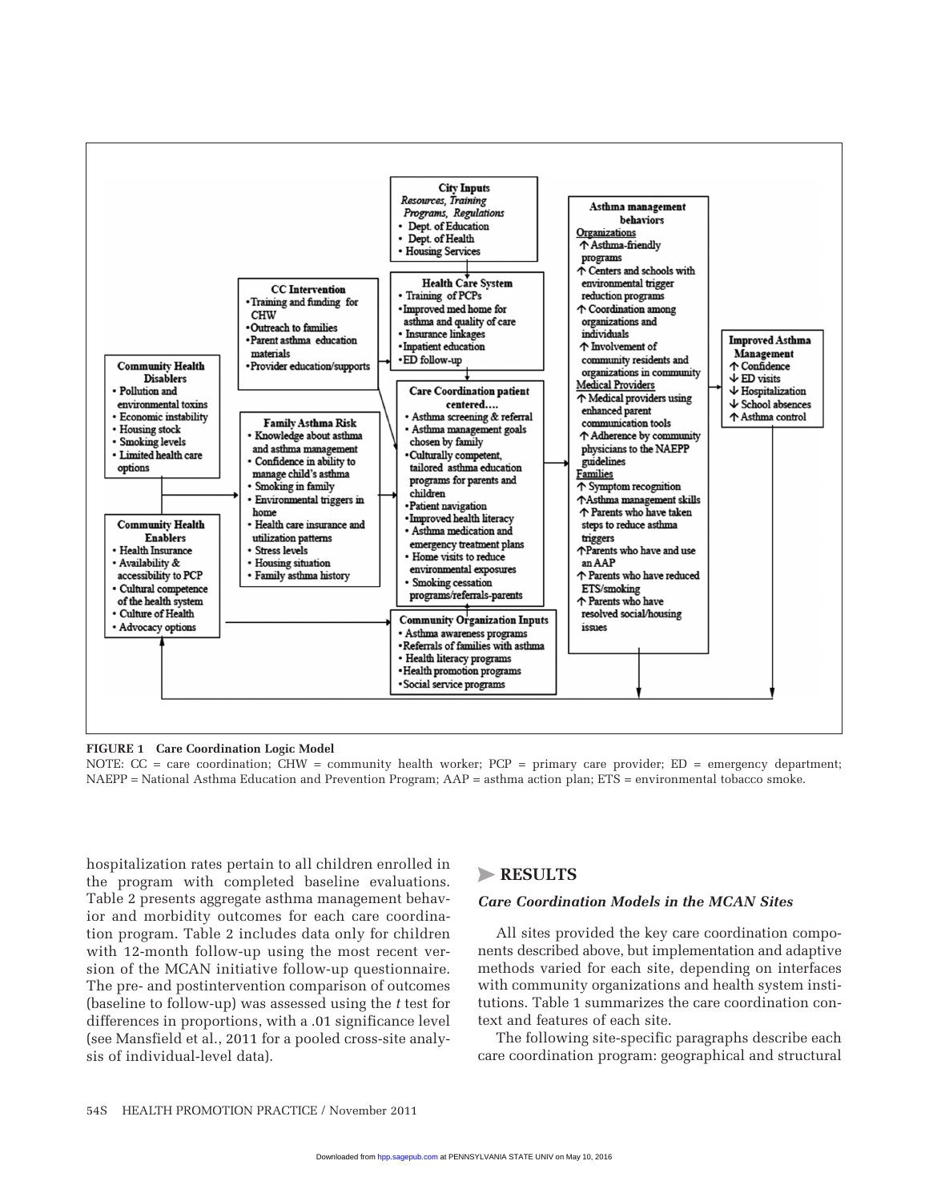**City Inputs**
*Resources, Training Programs, Regulations*
- Dept. of Education
- Dept. of Health
- Housing Services

**Health Care System**
- Training of PCPs
- Improved med home for asthma and quality of care
- Insurance linkages
- Inpatient education
- ED follow-up

**CC Intervention**
- Training and funding for CHW
- Outreach to families
- Parent asthma education materials
- Provider education/supports

**Community Health Disablers**
- Pollution and environmental toxins
- Economic instability
- Housing stock
- Smoking levels
- Limited health care options

**Family Asthma Risk**
- Knowledge about asthma and asthma management
- Confidence in ability to manage child's asthma
- Smoking in family
- Environmental triggers in home
- Health care insurance and utilization patterns
- Stress levels
- Housing situation
- Family asthma history

**Community Health Enablers**
- Health Insurance
- Availability & accessibility to PCP
- Cultural competence of the health system
- Culture of Health
- Advocacy options

**Care Coordination patient centered....**
- Asthma screening & referral
- Asthma management goals chosen by family
- Culturally competent, tailored asthma education programs for parents and children
- Patient navigation
- Improved health literacy
- Asthma medication and emergency treatment plans
- Home visits to reduce environmental exposures
- Smoking cessation programs/referrals-parents

**Community Organization Inputs**
- Asthma awareness programs
- Referrals of families with asthma
- Health literacy programs
- Health promotion programs
- Social service programs

**Asthma management behaviors**

Organizations
- ↑ Asthma-friendly programs
- ↑ Centers and schools with environmental trigger reduction programs
- ↑ Coordination among organizations and individuals
- ↑ Involvement of community residents and organizations in community

Medical Providers
- ↑ Medical providers using enhanced parent communication tools
- ↑ Adherence by community physicians to the NAEPP guidelines

Families
- ↑ Symptom recognition
- ↑ Asthma management skills
- ↑ Parents who have taken steps to reduce asthma triggers
- ↑ Parents who have and use an AAP
- ↑ Parents who have reduced ETS/smoking
- ↑ Parents who have resolved social/housing issues

**Improved Asthma Management**
- ↑ Confidence
- ↓ ED visits
- ↓ Hospitalization
- ↓ School absences
- ↑ Asthma control

**FIGURE 1 Care Coordination Logic Model**

NOTE: CC = care coordination; CHW = community health worker; PCP = primary care provider; ED = emergency department; NAEPP = National Asthma Education and Prevention Program; AAP = asthma action plan; ETS = environmental tobacco smoke.

hospitalization rates pertain to all children enrolled in the program with completed baseline evaluations. Table 2 presents aggregate asthma management behavior and morbidity outcomes for each care coordination program. Table 2 includes data only for children with 12-month follow-up using the most recent version of the MCAN initiative follow-up questionnaire. The pre- and postintervention comparison of outcomes (baseline to follow-up) was assessed using the $t$ test for differences in proportions, with a .01 significance level (see Mansfield et al., 2011 for a pooled cross-site analysis of individual-level data).

## RESULTS

### *Care Coordination Models in the MCAN Sites*

All sites provided the key care coordination components described above, but implementation and adaptive methods varied for each site, depending on interfaces with community organizations and health system institutions. Table 1 summarizes the care coordination context and features of each site.

The following site-specific paragraphs describe each care coordination program: geographical and structural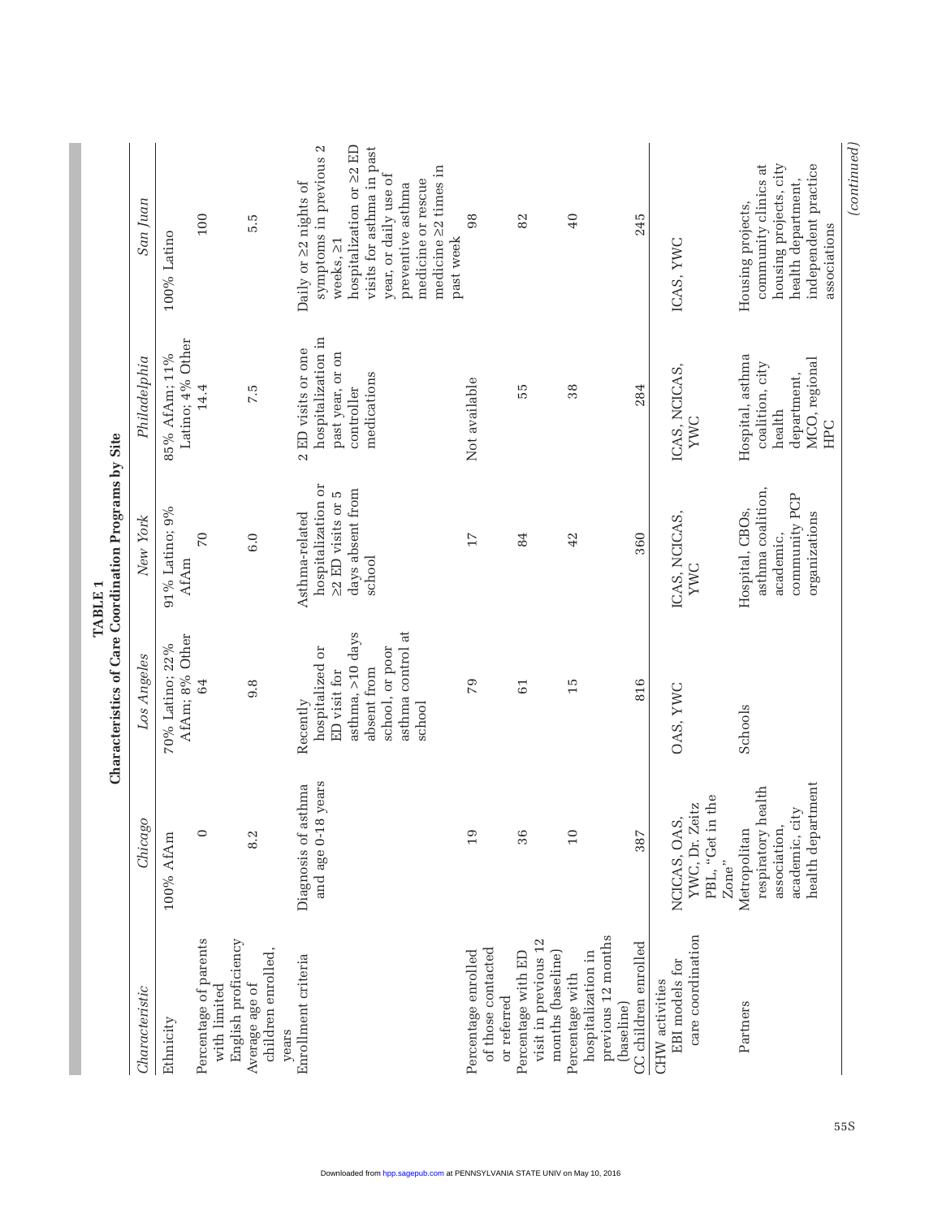**TABLE 1**
**Characteristics of Care Coordination Programs by Site**

| *Characteristic* | *Chicago* | *Los Angeles* | *New York* | *Philadelphia* | *San Juan* |
|---|---|---|---|---|---|
| Ethnicity | 100% AfAm | 70% Latino; 22% AfAm; 8% Other | 91% Latino; 9% AfAm | 85% AfAm; 11% Latino; 4% Other | 100% Latino |
| Percentage of parents with limited English proficiency | 0 | 64 | 70 | 14.4 | 100 |
| Average age of children enrolled, years | 8.2 | 9.8 | 6.0 | 7.5 | 5.5 |
| Enrollment criteria | Diagnosis of asthma and age 0-18 years | Recently hospitalized or ED visit for asthma, >10 days absent from school, or poor asthma control at school | Asthma-related hospitalization or ≥2 ED visits or 5 days absent from school | 2 ED visits or one hospitalization in past year, or on controller medications | Daily or ≥2 nights of symptoms in previous 2 weeks, ≥1 hospitalization or ≥2 ED visits for asthma in past year, or daily use of preventive asthma medicine or rescue medicine ≥2 times in past week |
| Percentage enrolled of those contacted or referred | 19 | 79 | 17 | Not available | 98 |
| Percentage with ED visit in previous 12 months (baseline) | 36 | 61 | 84 | 55 | 82 |
| Percentage with hospitalization in previous 12 months (baseline) | 10 | 15 | 42 | 38 | 40 |
| CC children enrolled | 387 | 816 | 360 | 284 | 245 |
| CHW activities | | | | | |
| EBI models for care coordination | NCICAS, OAS, YWC, Dr. Zeitz PBL, "Get in the Zone" | OAS, YWC | ICAS, NCICAS, YWC | ICAS, NCICAS, YWC | ICAS, YWC |
| Partners | Metropolitan respiratory health association, academic, city health department | Schools | Hospital, CBOs, asthma coalition, academic, community PCP organizations | Hospital, asthma coalition, city health department, MCO, regional HPC | Housing projects, community clinics at housing projects, city health department, independent practice associations |

*(continued)*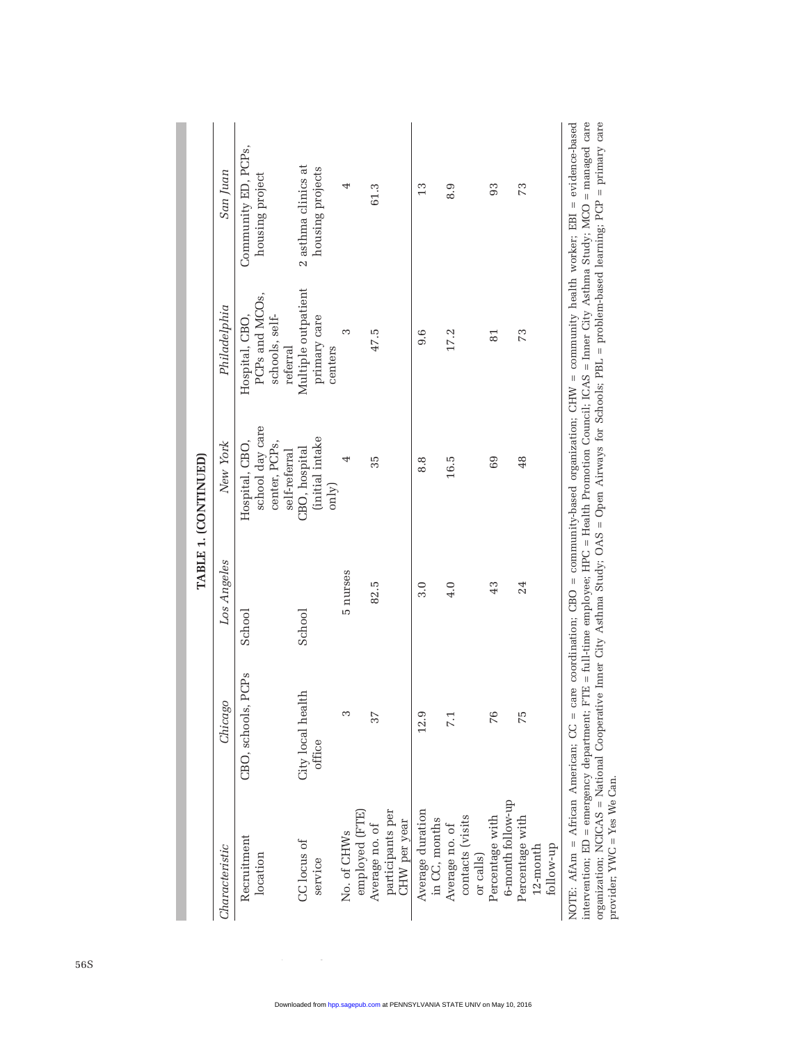**TABLE 1. (CONTINUED)**

| Characteristic | Chicago | Los Angeles | New York | Philadelphia | San Juan |
|---|---|---|---|---|---|
| Recruitment location | CBO, schools, PCPs | School | Hospital, CBO, school day care center, PCPs, self-referral | Hospital, CBO, PCPs and MCOs, schools, self-referral | Community ED, PCPs, housing project |
| CC locus of service | City local health office | School | CBO, hospital (initial intake only) | Multiple outpatient primary care centers | 2 asthma clinics at housing projects |
| No. of CHWs employed (FTE) | 3 | 5 nurses | 4 | 3 | 4 |
| Average no. of participants per CHW per year | 37 | 82.5 | 35 | 47.5 | 61.3 |
| Average duration in CC, months | 12.9 | 3.0 | 8.8 | 9.6 | 13 |
| Average no. of contacts (visits or calls) | 7.1 | 4.0 | 16.5 | 17.2 | 8.9 |
| Percentage with 6-month follow-up | 76 | 43 | 69 | 81 | 93 |
| Percentage with 12-month follow-up | 75 | 24 | 48 | 73 | 73 |

NOTE: AfAm = African American; CC = care coordination; CBO = community-based organization; CHW = community health worker; EBI = evidence-based intervention; ED = emergency department; FTE = full-time employee; HPC = Health Promotion Council; ICAS = Inner City Asthma Study; MCO = managed care organization; NCICAS = National Cooperative Inner City Asthma Study; OAS = Open Airways for Schools; PBL = problem-based learning; PCP = primary care provider; YWC = Yes We Can.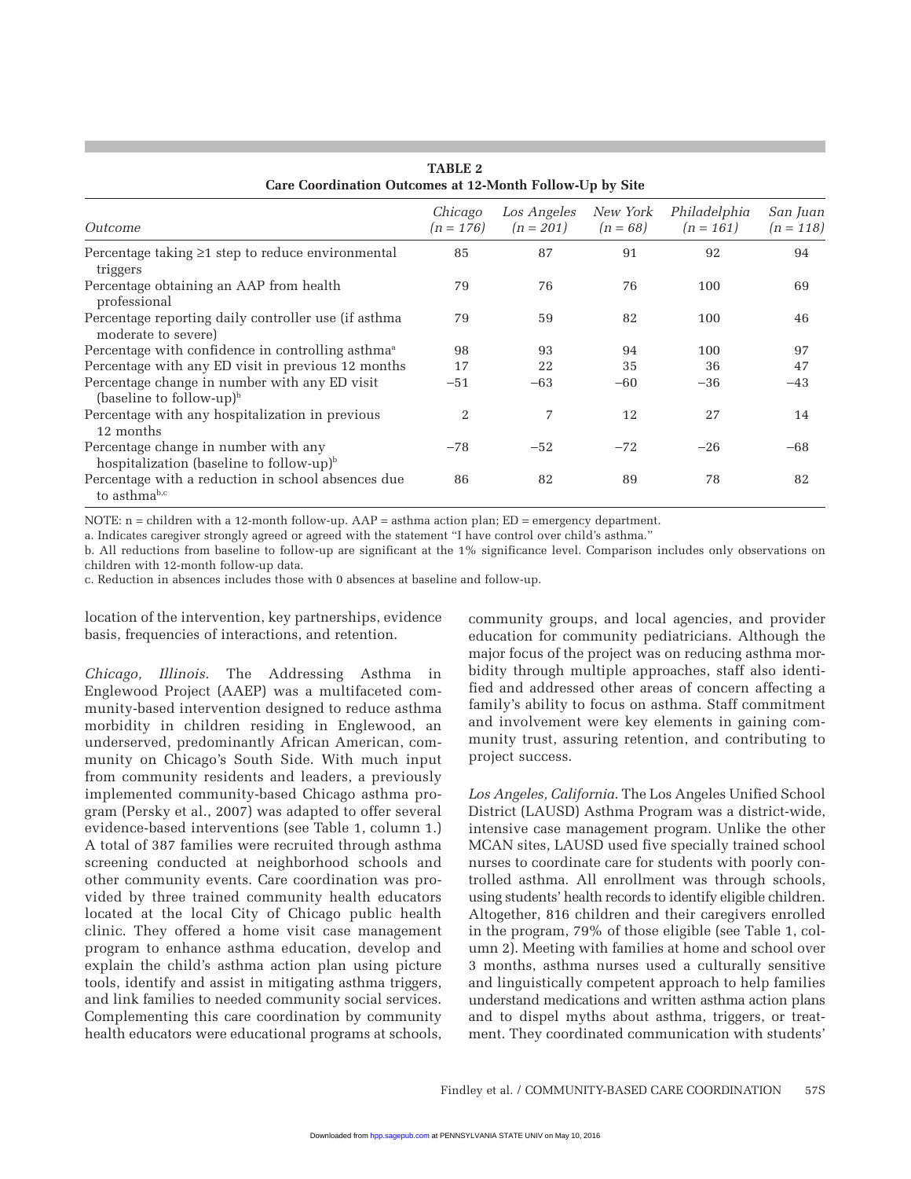**TABLE 2**
**Care Coordination Outcomes at 12-Month Follow-Up by Site**

| *Outcome* | *Chicago (n = 176)* | *Los Angeles (n = 201)* | *New York (n = 68)* | *Philadelphia (n = 161)* | *San Juan (n = 118)* |
|---|---|---|---|---|---|
| Percentage taking ≥1 step to reduce environmental triggers | 85 | 87 | 91 | 92 | 94 |
| Percentage obtaining an AAP from health professional | 79 | 76 | 76 | 100 | 69 |
| Percentage reporting daily controller use (if asthma moderate to severe) | 79 | 59 | 82 | 100 | 46 |
| Percentage with confidence in controlling asthma[a] | 98 | 93 | 94 | 100 | 97 |
| Percentage with any ED visit in previous 12 months | 17 | 22 | 35 | 36 | 47 |
| Percentage change in number with any ED visit (baseline to follow-up)[b] | −51 | −63 | −60 | −36 | −43 |
| Percentage with any hospitalization in previous 12 months | 2 | 7 | 12 | 27 | 14 |
| Percentage change in number with any hospitalization (baseline to follow-up)[b] | −78 | −52 | −72 | −26 | −68 |
| Percentage with a reduction in school absences due to asthma[b,c] | 86 | 82 | 89 | 78 | 82 |

NOTE: n = children with a 12-month follow-up. AAP = asthma action plan; ED = emergency department.

a. Indicates caregiver strongly agreed or agreed with the statement "I have control over child's asthma."

b. All reductions from baseline to follow-up are significant at the 1% significance level. Comparison includes only observations on children with 12-month follow-up data.

c. Reduction in absences includes those with 0 absences at baseline and follow-up.

location of the intervention, key partnerships, evidence basis, frequencies of interactions, and retention.

*Chicago, Illinois.* The Addressing Asthma in Englewood Project (AAEP) was a multifaceted community-based intervention designed to reduce asthma morbidity in children residing in Englewood, an underserved, predominantly African American, community on Chicago's South Side. With much input from community residents and leaders, a previously implemented community-based Chicago asthma program (Persky et al., 2007) was adapted to offer several evidence-based interventions (see Table 1, column 1.) A total of 387 families were recruited through asthma screening conducted at neighborhood schools and other community events. Care coordination was provided by three trained community health educators located at the local City of Chicago public health clinic. They offered a home visit case management program to enhance asthma education, develop and explain the child's asthma action plan using picture tools, identify and assist in mitigating asthma triggers, and link families to needed community social services. Complementing this care coordination by community health educators were educational programs at schools, community groups, and local agencies, and provider education for community pediatricians. Although the major focus of the project was on reducing asthma morbidity through multiple approaches, staff also identified and addressed other areas of concern affecting a family's ability to focus on asthma. Staff commitment and involvement were key elements in gaining community trust, assuring retention, and contributing to project success.

*Los Angeles, California.* The Los Angeles Unified School District (LAUSD) Asthma Program was a district-wide, intensive case management program. Unlike the other MCAN sites, LAUSD used five specially trained school nurses to coordinate care for students with poorly controlled asthma. All enrollment was through schools, using students' health records to identify eligible children. Altogether, 816 children and their caregivers enrolled in the program, 79% of those eligible (see Table 1, column 2). Meeting with families at home and school over 3 months, asthma nurses used a culturally sensitive and linguistically competent approach to help families understand medications and written asthma action plans and to dispel myths about asthma, triggers, or treatment. They coordinated communication with students'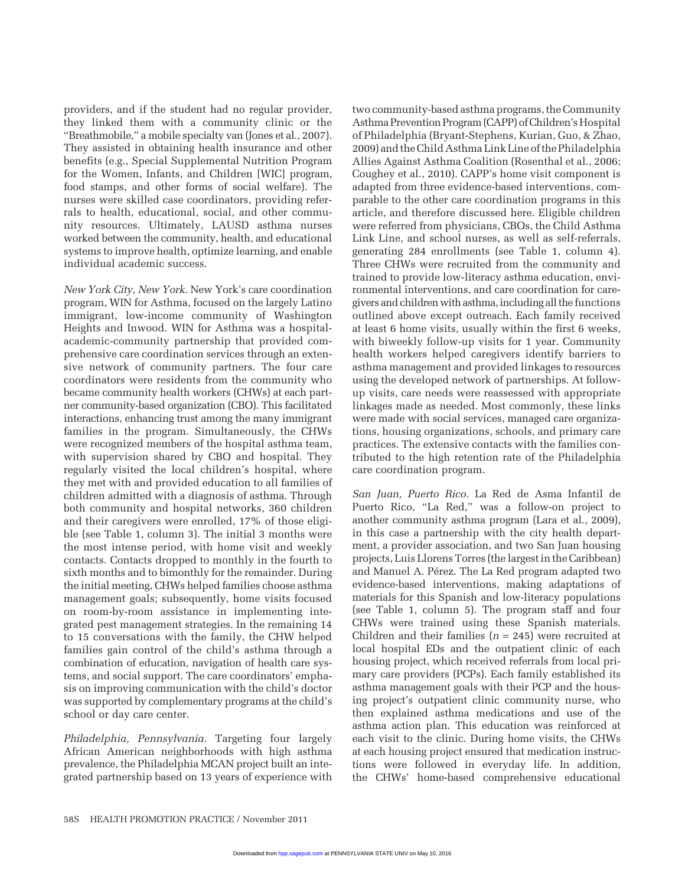providers, and if the student had no regular provider, they linked them with a community clinic or the "Breathmobile," a mobile specialty van (Jones et al., 2007). They assisted in obtaining health insurance and other benefits (e.g., Special Supplemental Nutrition Program for the Women, Infants, and Children [WIC] program, food stamps, and other forms of social welfare). The nurses were skilled case coordinators, providing referrals to health, educational, social, and other community resources. Ultimately, LAUSD asthma nurses worked between the community, health, and educational systems to improve health, optimize learning, and enable individual academic success.

*New York City, New York.* New York's care coordination program, WIN for Asthma, focused on the largely Latino immigrant, low-income community of Washington Heights and Inwood. WIN for Asthma was a hospital-academic-community partnership that provided comprehensive care coordination services through an extensive network of community partners. The four care coordinators were residents from the community who became community health workers (CHWs) at each partner community-based organization (CBO). This facilitated interactions, enhancing trust among the many immigrant families in the program. Simultaneously, the CHWs were recognized members of the hospital asthma team, with supervision shared by CBO and hospital. They regularly visited the local children's hospital, where they met with and provided education to all families of children admitted with a diagnosis of asthma. Through both community and hospital networks, 360 children and their caregivers were enrolled, 17% of those eligible (see Table 1, column 3). The initial 3 months were the most intense period, with home visit and weekly contacts. Contacts dropped to monthly in the fourth to sixth months and to bimonthly for the remainder. During the initial meeting, CHWs helped families choose asthma management goals; subsequently, home visits focused on room-by-room assistance in implementing integrated pest management strategies. In the remaining 14 to 15 conversations with the family, the CHW helped families gain control of the child's asthma through a combination of education, navigation of health care systems, and social support. The care coordinators' emphasis on improving communication with the child's doctor was supported by complementary programs at the child's school or day care center.

*Philadelphia, Pennsylvania.* Targeting four largely African American neighborhoods with high asthma prevalence, the Philadelphia MCAN project built an integrated partnership based on 13 years of experience with two community-based asthma programs, the Community Asthma Prevention Program (CAPP) of Children's Hospital of Philadelphia (Bryant-Stephens, Kurian, Guo, & Zhao, 2009) and the Child Asthma Link Line of the Philadelphia Allies Against Asthma Coalition (Rosenthal et al., 2006; Coughey et al., 2010). CAPP's home visit component is adapted from three evidence-based interventions, comparable to the other care coordination programs in this article, and therefore discussed here. Eligible children were referred from physicians, CBOs, the Child Asthma Link Line, and school nurses, as well as self-referrals, generating 284 enrollments (see Table 1, column 4). Three CHWs were recruited from the community and trained to provide low-literacy asthma education, environmental interventions, and care coordination for caregivers and children with asthma, including all the functions outlined above except outreach. Each family received at least 6 home visits, usually within the first 6 weeks, with biweekly follow-up visits for 1 year. Community health workers helped caregivers identify barriers to asthma management and provided linkages to resources using the developed network of partnerships. At follow-up visits, care needs were reassessed with appropriate linkages made as needed. Most commonly, these links were made with social services, managed care organizations, housing organizations, schools, and primary care practices. The extensive contacts with the families contributed to the high retention rate of the Philadelphia care coordination program.

*San Juan, Puerto Rico.* La Red de Asma Infantil de Puerto Rico, "La Red," was a follow-on project to another community asthma program (Lara et al., 2009), in this case a partnership with the city health department, a provider association, and two San Juan housing projects, Luis Llorens Torres (the largest in the Caribbean) and Manuel A. Pérez. The La Red program adapted two evidence-based interventions, making adaptations of materials for this Spanish and low-literacy populations (see Table 1, column 5). The program staff and four CHWs were trained using these Spanish materials. Children and their families ($n$ = 245) were recruited at local hospital EDs and the outpatient clinic of each housing project, which received referrals from local primary care providers (PCPs). Each family established its asthma management goals with their PCP and the housing project's outpatient clinic community nurse, who then explained asthma medications and use of the asthma action plan. This education was reinforced at each visit to the clinic. During home visits, the CHWs at each housing project ensured that medication instructions were followed in everyday life. In addition, the CHWs' home-based comprehensive educational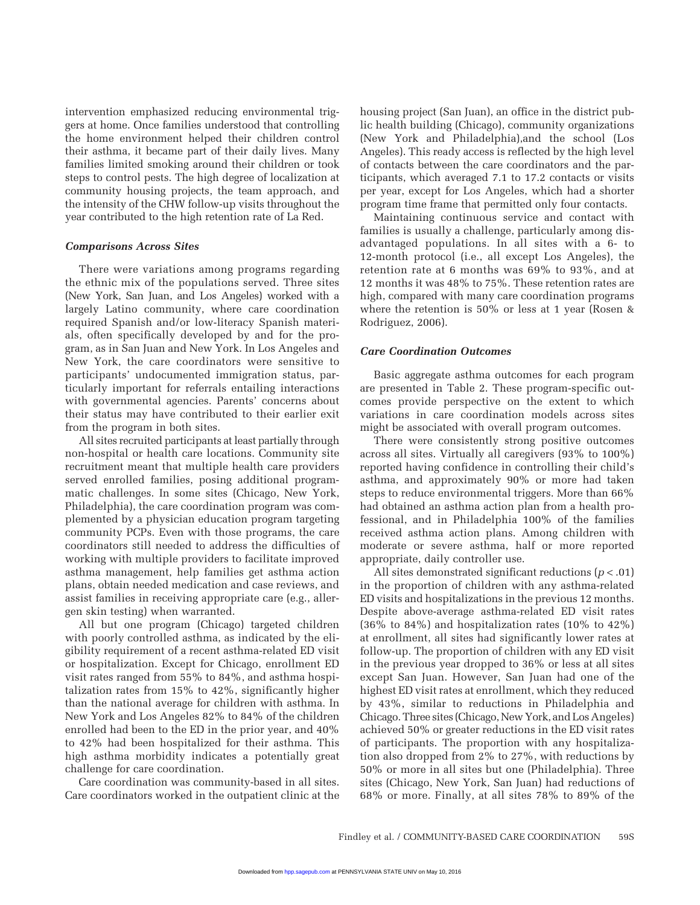intervention emphasized reducing environmental triggers at home. Once families understood that controlling the home environment helped their children control their asthma, it became part of their daily lives. Many families limited smoking around their children or took steps to control pests. The high degree of localization at community housing projects, the team approach, and the intensity of the CHW follow-up visits throughout the year contributed to the high retention rate of La Red.

### *Comparisons Across Sites*

There were variations among programs regarding the ethnic mix of the populations served. Three sites (New York, San Juan, and Los Angeles) worked with a largely Latino community, where care coordination required Spanish and/or low-literacy Spanish materials, often specifically developed by and for the program, as in San Juan and New York. In Los Angeles and New York, the care coordinators were sensitive to participants' undocumented immigration status, particularly important for referrals entailing interactions with governmental agencies. Parents' concerns about their status may have contributed to their earlier exit from the program in both sites.

All sites recruited participants at least partially through non-hospital or health care locations. Community site recruitment meant that multiple health care providers served enrolled families, posing additional programmatic challenges. In some sites (Chicago, New York, Philadelphia), the care coordination program was complemented by a physician education program targeting community PCPs. Even with those programs, the care coordinators still needed to address the difficulties of working with multiple providers to facilitate improved asthma management, help families get asthma action plans, obtain needed medication and case reviews, and assist families in receiving appropriate care (e.g., allergen skin testing) when warranted.

All but one program (Chicago) targeted children with poorly controlled asthma, as indicated by the eligibility requirement of a recent asthma-related ED visit or hospitalization. Except for Chicago, enrollment ED visit rates ranged from 55% to 84%, and asthma hospitalization rates from 15% to 42%, significantly higher than the national average for children with asthma. In New York and Los Angeles 82% to 84% of the children enrolled had been to the ED in the prior year, and 40% to 42% had been hospitalized for their asthma. This high asthma morbidity indicates a potentially great challenge for care coordination.

Care coordination was community-based in all sites. Care coordinators worked in the outpatient clinic at the housing project (San Juan), an office in the district public health building (Chicago), community organizations (New York and Philadelphia),and the school (Los Angeles). This ready access is reflected by the high level of contacts between the care coordinators and the participants, which averaged 7.1 to 17.2 contacts or visits per year, except for Los Angeles, which had a shorter program time frame that permitted only four contacts.

Maintaining continuous service and contact with families is usually a challenge, particularly among disadvantaged populations. In all sites with a 6- to 12-month protocol (i.e., all except Los Angeles), the retention rate at 6 months was 69% to 93%, and at 12 months it was 48% to 75%. These retention rates are high, compared with many care coordination programs where the retention is 50% or less at 1 year (Rosen & Rodriguez, 2006).

### *Care Coordination Outcomes*

Basic aggregate asthma outcomes for each program are presented in Table 2. These program-specific outcomes provide perspective on the extent to which variations in care coordination models across sites might be associated with overall program outcomes.

There were consistently strong positive outcomes across all sites. Virtually all caregivers (93% to 100%) reported having confidence in controlling their child's asthma, and approximately 90% or more had taken steps to reduce environmental triggers. More than 66% had obtained an asthma action plan from a health professional, and in Philadelphia 100% of the families received asthma action plans. Among children with moderate or severe asthma, half or more reported appropriate, daily controller use.

All sites demonstrated significant reductions ($p < .01$) in the proportion of children with any asthma-related ED visits and hospitalizations in the previous 12 months. Despite above-average asthma-related ED visit rates (36% to 84%) and hospitalization rates (10% to 42%) at enrollment, all sites had significantly lower rates at follow-up. The proportion of children with any ED visit in the previous year dropped to 36% or less at all sites except San Juan. However, San Juan had one of the highest ED visit rates at enrollment, which they reduced by 43%, similar to reductions in Philadelphia and Chicago. Three sites (Chicago, New York, and Los Angeles) achieved 50% or greater reductions in the ED visit rates of participants. The proportion with any hospitalization also dropped from 2% to 27%, with reductions by 50% or more in all sites but one (Philadelphia). Three sites (Chicago, New York, San Juan) had reductions of 68% or more. Finally, at all sites 78% to 89% of the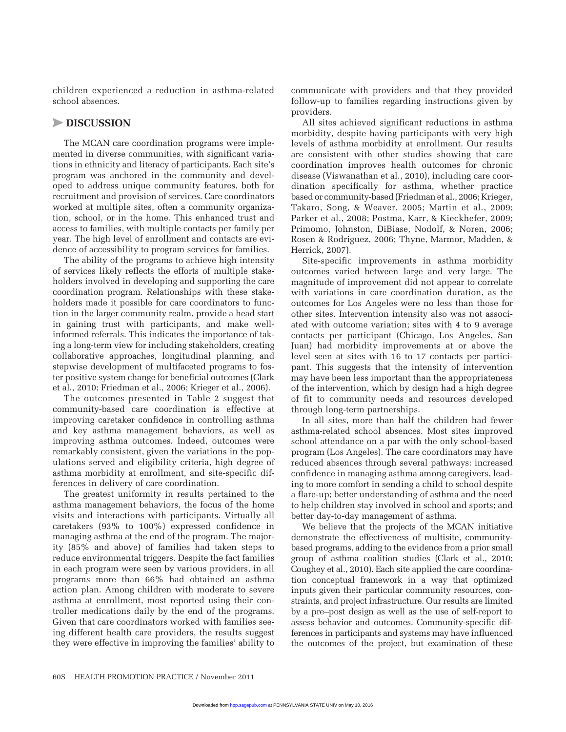children experienced a reduction in asthma-related school absences.

## DISCUSSION

The MCAN care coordination programs were implemented in diverse communities, with significant variations in ethnicity and literacy of participants. Each site's program was anchored in the community and developed to address unique community features, both for recruitment and provision of services. Care coordinators worked at multiple sites, often a community organization, school, or in the home. This enhanced trust and access to families, with multiple contacts per family per year. The high level of enrollment and contacts are evidence of accessibility to program services for families.

The ability of the programs to achieve high intensity of services likely reflects the efforts of multiple stakeholders involved in developing and supporting the care coordination program. Relationships with these stakeholders made it possible for care coordinators to function in the larger community realm, provide a head start in gaining trust with participants, and make well-informed referrals. This indicates the importance of taking a long-term view for including stakeholders, creating collaborative approaches, longitudinal planning, and stepwise development of multifaceted programs to foster positive system change for beneficial outcomes (Clark et al., 2010; Friedman et al., 2006; Krieger et al., 2006).

The outcomes presented in Table 2 suggest that community-based care coordination is effective at improving caretaker confidence in controlling asthma and key asthma management behaviors, as well as improving asthma outcomes. Indeed, outcomes were remarkably consistent, given the variations in the populations served and eligibility criteria, high degree of asthma morbidity at enrollment, and site-specific differences in delivery of care coordination.

The greatest uniformity in results pertained to the asthma management behaviors, the focus of the home visits and interactions with participants. Virtually all caretakers (93% to 100%) expressed confidence in managing asthma at the end of the program. The majority (85% and above) of families had taken steps to reduce environmental triggers. Despite the fact families in each program were seen by various providers, in all programs more than 66% had obtained an asthma action plan. Among children with moderate to severe asthma at enrollment, most reported using their controller medications daily by the end of the programs. Given that care coordinators worked with families seeing different health care providers, the results suggest they were effective in improving the families' ability to communicate with providers and that they provided follow-up to families regarding instructions given by providers.

All sites achieved significant reductions in asthma morbidity, despite having participants with very high levels of asthma morbidity at enrollment. Our results are consistent with other studies showing that care coordination improves health outcomes for chronic disease (Viswanathan et al., 2010), including care coordination specifically for asthma, whether practice based or community-based (Friedman et al., 2006; Krieger, Takaro, Song, & Weaver, 2005; Martin et al., 2009; Parker et al., 2008; Postma, Karr, & Kieckhefer, 2009; Primomo, Johnston, DiBiase, Nodolf, & Noren, 2006; Rosen & Rodriguez, 2006; Thyne, Marmor, Madden, & Herrick, 2007).

Site-specific improvements in asthma morbidity outcomes varied between large and very large. The magnitude of improvement did not appear to correlate with variations in care coordination duration, as the outcomes for Los Angeles were no less than those for other sites. Intervention intensity also was not associated with outcome variation; sites with 4 to 9 average contacts per participant (Chicago, Los Angeles, San Juan) had morbidity improvements at or above the level seen at sites with 16 to 17 contacts per participant. This suggests that the intensity of intervention may have been less important than the appropriateness of the intervention, which by design had a high degree of fit to community needs and resources developed through long-term partnerships.

In all sites, more than half the children had fewer asthma-related school absences. Most sites improved school attendance on a par with the only school-based program (Los Angeles). The care coordinators may have reduced absences through several pathways: increased confidence in managing asthma among caregivers, leading to more comfort in sending a child to school despite a flare-up; better understanding of asthma and the need to help children stay involved in school and sports; and better day-to-day management of asthma.

We believe that the projects of the MCAN initiative demonstrate the effectiveness of multisite, community-based programs, adding to the evidence from a prior small group of asthma coalition studies (Clark et al., 2010; Coughey et al., 2010). Each site applied the care coordination conceptual framework in a way that optimized inputs given their particular community resources, constraints, and project infrastructure. Our results are limited by a pre–post design as well as the use of self-report to assess behavior and outcomes. Community-specific differences in participants and systems may have influenced the outcomes of the project, but examination of these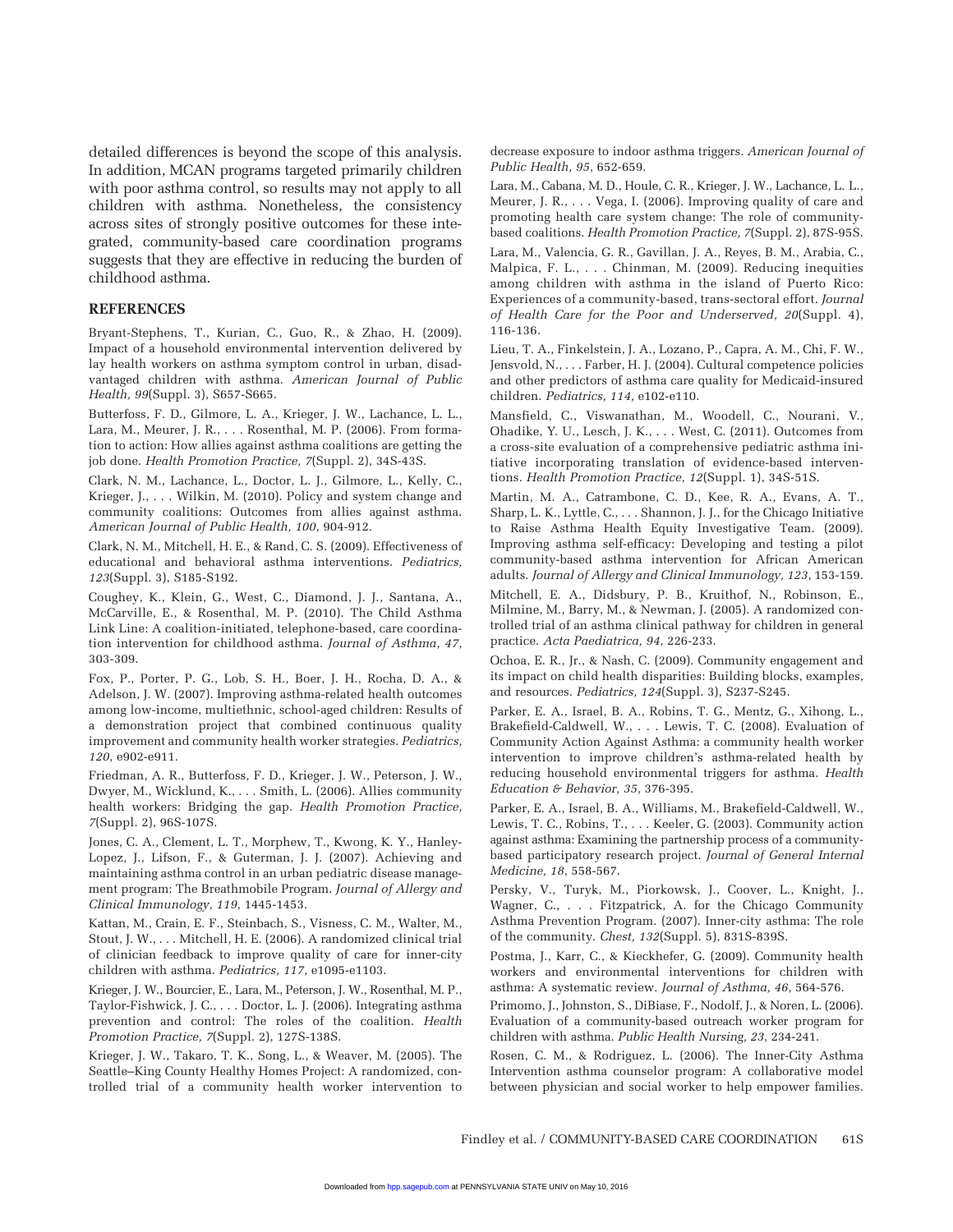detailed differences is beyond the scope of this analysis. In addition, MCAN programs targeted primarily children with poor asthma control, so results may not apply to all children with asthma. Nonetheless, the consistency across sites of strongly positive outcomes for these integrated, community-based care coordination programs suggests that they are effective in reducing the burden of childhood asthma.

## REFERENCES

Bryant-Stephens, T., Kurian, C., Guo, R., & Zhao, H. (2009). Impact of a household environmental intervention delivered by lay health workers on asthma symptom control in urban, disadvantaged children with asthma. *American Journal of Public Health, 99*(Suppl. 3), S657-S665.

Butterfoss, F. D., Gilmore, L. A., Krieger, J. W., Lachance, L. L., Lara, M., Meurer, J. R., . . . Rosenthal, M. P. (2006). From formation to action: How allies against asthma coalitions are getting the job done. *Health Promotion Practice, 7*(Suppl. 2), 34S-43S.

Clark, N. M., Lachance, L., Doctor, L. J., Gilmore, L., Kelly, C., Krieger, J., . . . Wilkin, M. (2010). Policy and system change and community coalitions: Outcomes from allies against asthma. *American Journal of Public Health, 100*, 904-912.

Clark, N. M., Mitchell, H. E., & Rand, C. S. (2009). Effectiveness of educational and behavioral asthma interventions. *Pediatrics, 123*(Suppl. 3), S185-S192.

Coughey, K., Klein, G., West, C., Diamond, J. J., Santana, A., McCarville, E., & Rosenthal, M. P. (2010). The Child Asthma Link Line: A coalition-initiated, telephone-based, care coordination intervention for childhood asthma. *Journal of Asthma, 47*, 303-309.

Fox, P., Porter, P. G., Lob, S. H., Boer, J. H., Rocha, D. A., & Adelson, J. W. (2007). Improving asthma-related health outcomes among low-income, multiethnic, school-aged children: Results of a demonstration project that combined continuous quality improvement and community health worker strategies. *Pediatrics, 120*, e902-e911.

Friedman, A. R., Butterfoss, F. D., Krieger, J. W., Peterson, J. W., Dwyer, M., Wicklund, K., . . . Smith, L. (2006). Allies community health workers: Bridging the gap. *Health Promotion Practice, 7*(Suppl. 2), 96S-107S.

Jones, C. A., Clement, L. T., Morphew, T., Kwong, K. Y., Hanley-Lopez, J., Lifson, F., & Guterman, J. J. (2007). Achieving and maintaining asthma control in an urban pediatric disease management program: The Breathmobile Program. *Journal of Allergy and Clinical Immunology, 119*, 1445-1453.

Kattan, M., Crain, E. F., Steinbach, S., Visness, C. M., Walter, M., Stout, J. W., . . . Mitchell, H. E. (2006). A randomized clinical trial of clinician feedback to improve quality of care for inner-city children with asthma. *Pediatrics, 117*, e1095-e1103.

Krieger, J. W., Bourcier, E., Lara, M., Peterson, J. W., Rosenthal, M. P., Taylor-Fishwick, J. C., . . . Doctor, L. J. (2006). Integrating asthma prevention and control: The roles of the coalition. *Health Promotion Practice, 7*(Suppl. 2), 127S-138S.

Krieger, J. W., Takaro, T. K., Song, L., & Weaver, M. (2005). The Seattle–King County Healthy Homes Project: A randomized, controlled trial of a community health worker intervention to decrease exposure to indoor asthma triggers. *American Journal of Public Health, 95*, 652-659.

Lara, M., Cabana, M. D., Houle, C. R., Krieger, J. W., Lachance, L. L., Meurer, J. R., . . . Vega, I. (2006). Improving quality of care and promoting health care system change: The role of community-based coalitions. *Health Promotion Practice, 7*(Suppl. 2), 87S-95S.

Lara, M., Valencia, G. R., Gavillan, J. A., Reyes, B. M., Arabia, C., Malpica, F. L., . . . Chinman, M. (2009). Reducing inequities among children with asthma in the island of Puerto Rico: Experiences of a community-based, trans-sectoral effort. *Journal of Health Care for the Poor and Underserved, 20*(Suppl. 4), 116-136.

Lieu, T. A., Finkelstein, J. A., Lozano, P., Capra, A. M., Chi, F. W., Jensvold, N., . . . Farber, H. J. (2004). Cultural competence policies and other predictors of asthma care quality for Medicaid-insured children. *Pediatrics, 114*, e102-e110.

Mansfield, C., Viswanathan, M., Woodell, C., Nourani, V., Ohadike, Y. U., Lesch, J. K., . . . West, C. (2011). Outcomes from a cross-site evaluation of a comprehensive pediatric asthma initiative incorporating translation of evidence-based interventions. *Health Promotion Practice, 12*(Suppl. 1), 34S-51S.

Martin, M. A., Catrambone, C. D., Kee, R. A., Evans, A. T., Sharp, L. K., Lyttle, C., . . . Shannon, J. J., for the Chicago Initiative to Raise Asthma Health Equity Investigative Team. (2009). Improving asthma self-efficacy: Developing and testing a pilot community-based asthma intervention for African American adults. *Journal of Allergy and Clinical Immunology, 123*, 153-159.

Mitchell, E. A., Didsbury, P. B., Kruithof, N., Robinson, E., Milmine, M., Barry, M., & Newman, J. (2005). A randomized controlled trial of an asthma clinical pathway for children in general practice. *Acta Paediatrica, 94*, 226-233.

Ochoa, E. R., Jr., & Nash, C. (2009). Community engagement and its impact on child health disparities: Building blocks, examples, and resources. *Pediatrics, 124*(Suppl. 3), S237-S245.

Parker, E. A., Israel, B. A., Robins, T. G., Mentz, G., Xihong, L., Brakefield-Caldwell, W., . . . Lewis, T. C. (2008). Evaluation of Community Action Against Asthma: a community health worker intervention to improve children's asthma-related health by reducing household environmental triggers for asthma. *Health Education & Behavior, 35*, 376-395.

Parker, E. A., Israel, B. A., Williams, M., Brakefield-Caldwell, W., Lewis, T. C., Robins, T., . . . Keeler, G. (2003). Community action against asthma: Examining the partnership process of a community-based participatory research project. *Journal of General Internal Medicine, 18*, 558-567.

Persky, V., Turyk, M., Piorkowsk, J., Coover, L., Knight, J., Wagner, C., . . . Fitzpatrick, A. for the Chicago Community Asthma Prevention Program. (2007). Inner-city asthma: The role of the community. *Chest, 132*(Suppl. 5), 831S-839S.

Postma, J., Karr, C., & Kieckhefer, G. (2009). Community health workers and environmental interventions for children with asthma: A systematic review. *Journal of Asthma, 46*, 564-576.

Primomo, J., Johnston, S., DiBiase, F., Nodolf, J., & Noren, L. (2006). Evaluation of a community-based outreach worker program for children with asthma. *Public Health Nursing, 23*, 234-241.

Rosen, C. M., & Rodriguez, L. (2006). The Inner-City Asthma Intervention asthma counselor program: A collaborative model between physician and social worker to help empower families.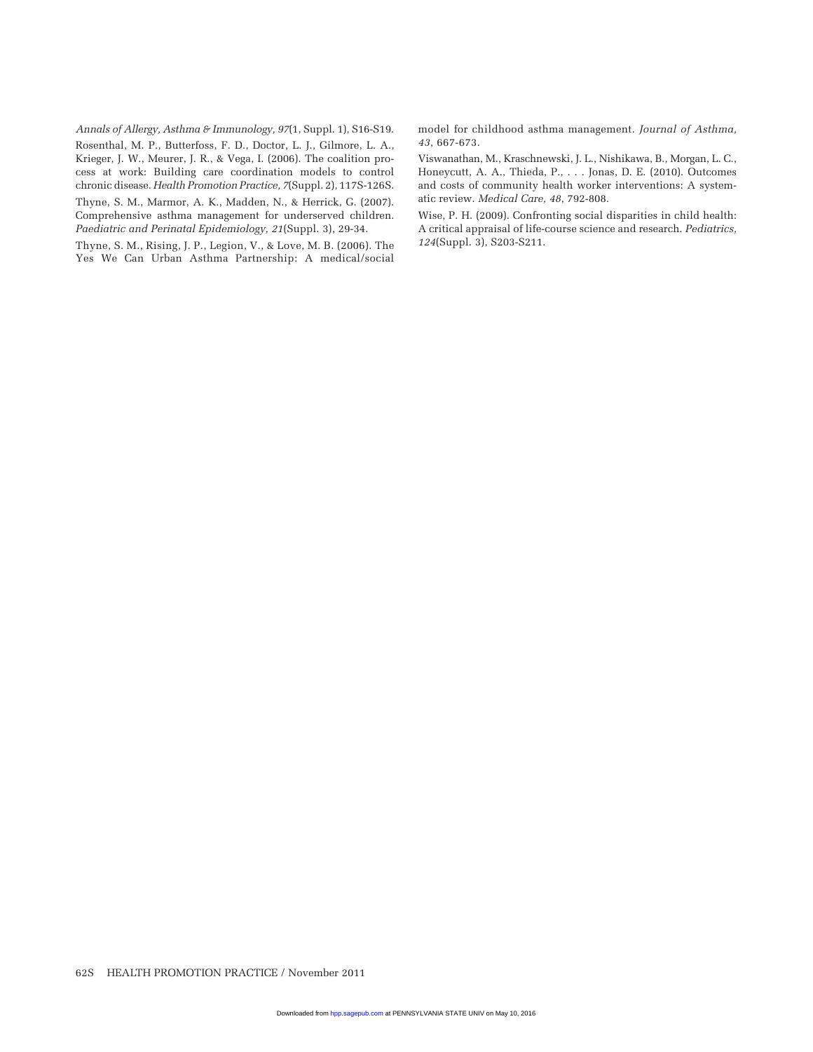*Annals of Allergy, Asthma & Immunology, 97*(1, Suppl. 1), S16-S19.

Rosenthal, M. P., Butterfoss, F. D., Doctor, L. J., Gilmore, L. A., Krieger, J. W., Meurer, J. R., & Vega, I. (2006). The coalition process at work: Building care coordination models to control chronic disease. *Health Promotion Practice, 7*(Suppl. 2), 117S-126S.

Thyne, S. M., Marmor, A. K., Madden, N., & Herrick, G. (2007). Comprehensive asthma management for underserved children. *Paediatric and Perinatal Epidemiology, 21*(Suppl. 3), 29-34.

Thyne, S. M., Rising, J. P., Legion, V., & Love, M. B. (2006). The Yes We Can Urban Asthma Partnership: A medical/social model for childhood asthma management. *Journal of Asthma, 43*, 667-673.

Viswanathan, M., Kraschnewski, J. L., Nishikawa, B., Morgan, L. C., Honeycutt, A. A., Thieda, P., . . . Jonas, D. E. (2010). Outcomes and costs of community health worker interventions: A systematic review. *Medical Care, 48*, 792-808.

Wise, P. H. (2009). Confronting social disparities in child health: A critical appraisal of life-course science and research. *Pediatrics, 124*(Suppl. 3), S203-S211.